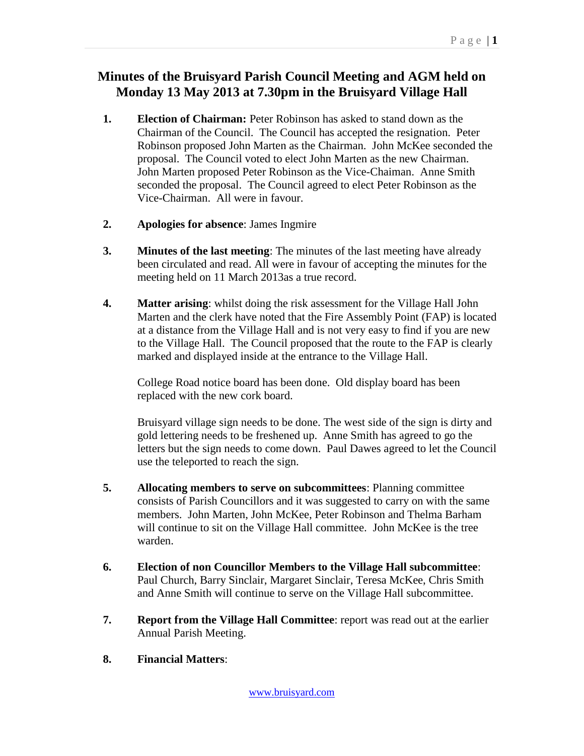# Minutes of the Bruisyard Parish Council Meeting and AGM held on Monday 13 May 2013 at 7.30pm in the Bruisyard Village Hall

1. **Election of Chairman:** Peter Robinson has asked to stand down as the Chairman of the Council. The Council has accepted the resignation. Peter Robinson proposed John Marten as the Chairman. John McKee seconded the proposal. The Council voted to elect John Marten as the new Chairman. John Marten proposed Peter Robinson as the Vice-Chaiman. Anne Smith seconded the proposal. The Council agreed to elect Peter Robinson as the Vice-Chairman. All were in favour.

2. **Apologies for absence**: James Ingmire

3. **Minutes of the last meeting**: The minutes of the last meeting have already been circulated and read. All were in favour of accepting the minutes for the meeting held on 11 March 2013as a true record.

4. **Matter arising**: whilst doing the risk assessment for the Village Hall John Marten and the clerk have noted that the Fire Assembly Point (FAP) is located at a distance from the Village Hall and is not very easy to find if you are new to the Village Hall. The Council proposed that the route to the FAP is clearly marked and displayed inside at the entrance to the Village Hall.

   College Road notice board has been done. Old display board has been replaced with the new cork board.

   Bruisyard village sign needs to be done. The west side of the sign is dirty and gold lettering needs to be freshened up. Anne Smith has agreed to go the letters but the sign needs to come down. Paul Dawes agreed to let the Council use the teleported to reach the sign.

5. **Allocating members to serve on subcommittees**: Planning committee consists of Parish Councillors and it was suggested to carry on with the same members. John Marten, John McKee, Peter Robinson and Thelma Barham will continue to sit on the Village Hall committee. John McKee is the tree warden.

6. **Election of non Councillor Members to the Village Hall subcommittee**: Paul Church, Barry Sinclair, Margaret Sinclair, Teresa McKee, Chris Smith and Anne Smith will continue to serve on the Village Hall subcommittee.

7. **Report from the Village Hall Committee**: report was read out at the earlier Annual Parish Meeting.

8. **Financial Matters**: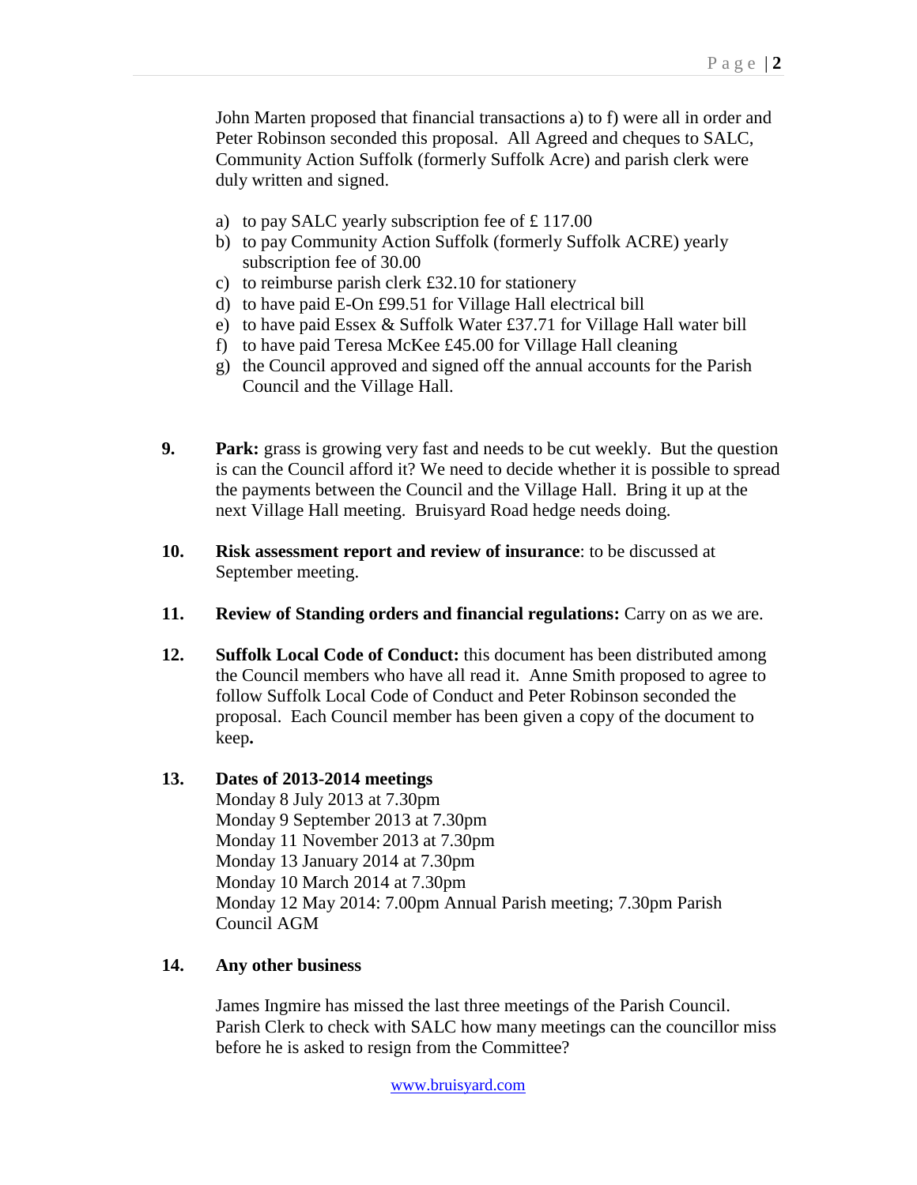John Marten proposed that financial transactions a) to f) were all in order and Peter Robinson seconded this proposal. All Agreed and cheques to SALC, Community Action Suffolk (formerly Suffolk Acre) and parish clerk were duly written and signed.

a) to pay SALC yearly subscription fee of £ 117.00
b) to pay Community Action Suffolk (formerly Suffolk ACRE) yearly subscription fee of 30.00
c) to reimburse parish clerk £32.10 for stationery
d) to have paid E-On £99.51 for Village Hall electrical bill
e) to have paid Essex & Suffolk Water £37.71 for Village Hall water bill
f) to have paid Teresa McKee £45.00 for Village Hall cleaning
g) the Council approved and signed off the annual accounts for the Parish Council and the Village Hall.

**9. Park:** grass is growing very fast and needs to be cut weekly. But the question is can the Council afford it? We need to decide whether it is possible to spread the payments between the Council and the Village Hall. Bring it up at the next Village Hall meeting. Bruisyard Road hedge needs doing.

**10. Risk assessment report and review of insurance**: to be discussed at September meeting.

**11. Review of Standing orders and financial regulations:** Carry on as we are.

**12. Suffolk Local Code of Conduct:** this document has been distributed among the Council members who have all read it. Anne Smith proposed to agree to follow Suffolk Local Code of Conduct and Peter Robinson seconded the proposal. Each Council member has been given a copy of the document to keep**.**

**13. Dates of 2013-2014 meetings**

Monday 8 July 2013 at 7.30pm
Monday 9 September 2013 at 7.30pm
Monday 11 November 2013 at 7.30pm
Monday 13 January 2014 at 7.30pm
Monday 10 March 2014 at 7.30pm
Monday 12 May 2014: 7.00pm Annual Parish meeting; 7.30pm Parish Council AGM

**14. Any other business**

James Ingmire has missed the last three meetings of the Parish Council. Parish Clerk to check with SALC how many meetings can the councillor miss before he is asked to resign from the Committee?

www.bruisyard.com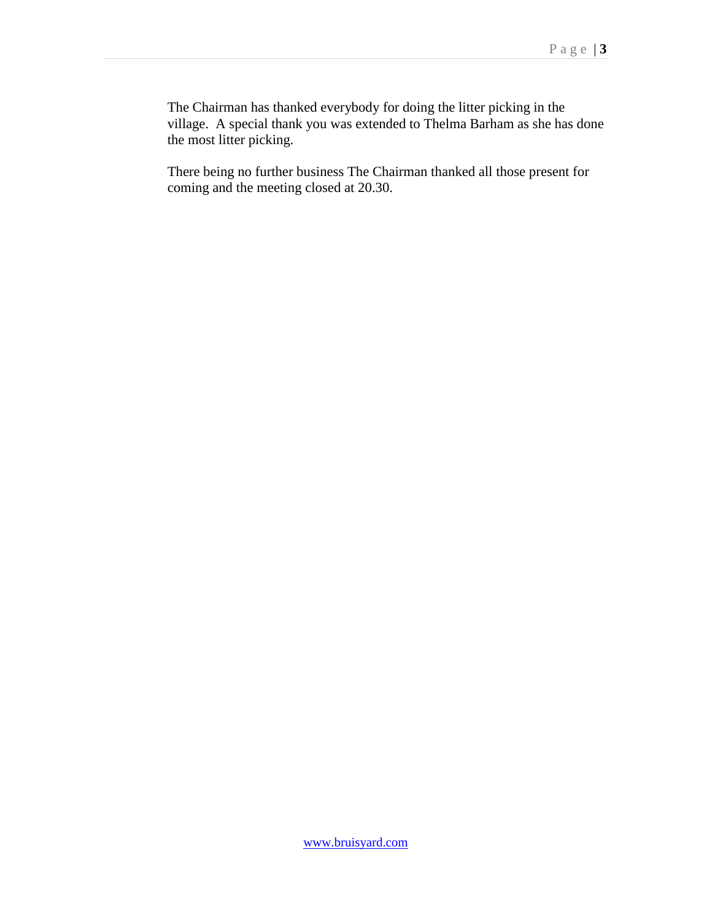The Chairman has thanked everybody for doing the litter picking in the village. A special thank you was extended to Thelma Barham as she has done the most litter picking.

There being no further business The Chairman thanked all those present for coming and the meeting closed at 20.30.